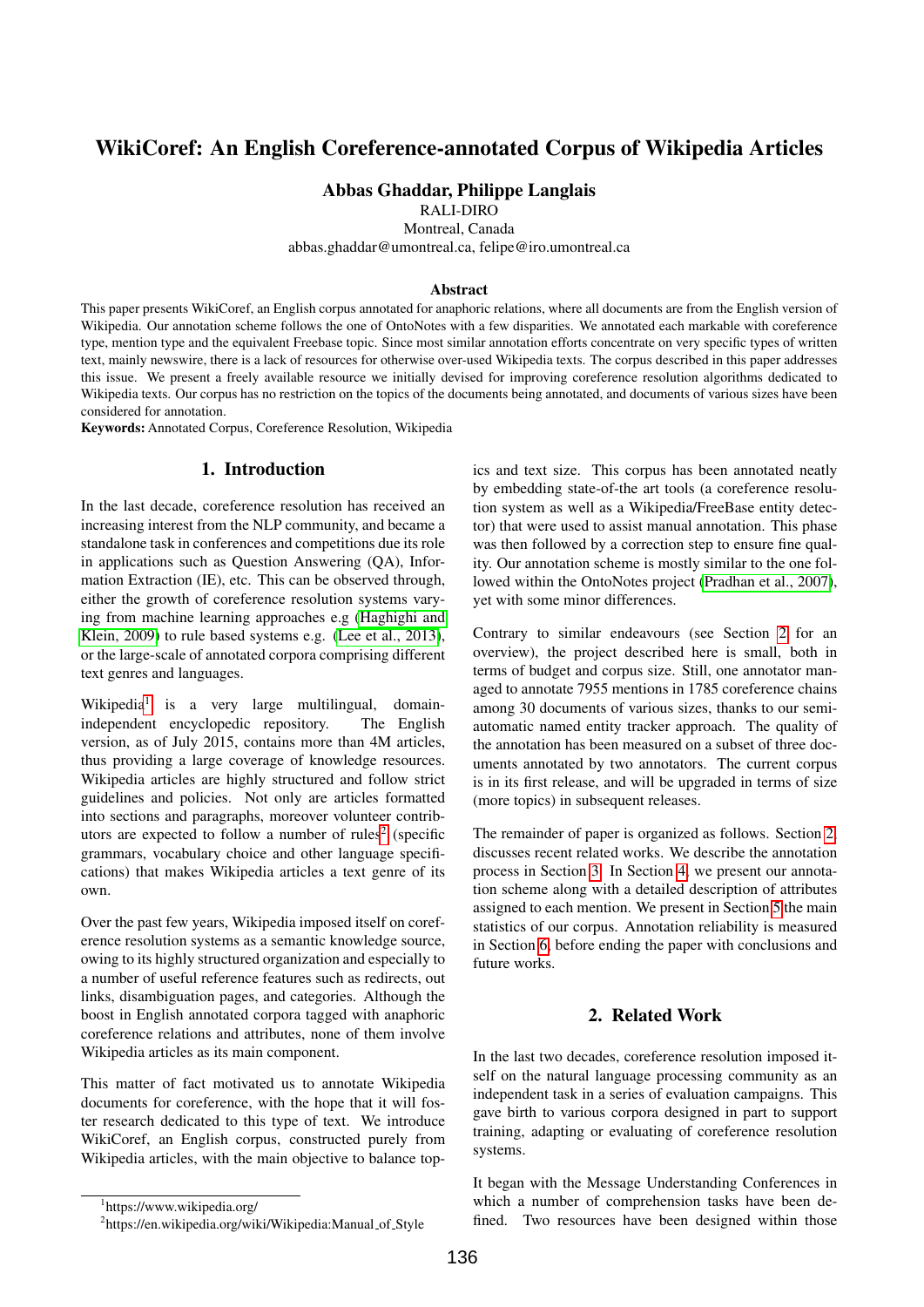# WikiCoref: An English Coreference-annotated Corpus of Wikipedia Articles

**Abbas Ghaddar, Philippe Langlais**

RALI-DIRO
Montreal, Canada
abbas.ghaddar@umontreal.ca, felipe@iro.umontreal.ca

### Abstract

This paper presents WikiCoref, an English corpus annotated for anaphoric relations, where all documents are from the English version of Wikipedia. Our annotation scheme follows the one of OntoNotes with a few disparities. We annotated each markable with coreference type, mention type and the equivalent Freebase topic. Since most similar annotation efforts concentrate on very specific types of written text, mainly newswire, there is a lack of resources for otherwise over-used Wikipedia texts. The corpus described in this paper addresses this issue. We present a freely available resource we initially devised for improving coreference resolution algorithms dedicated to Wikipedia texts. Our corpus has no restriction on the topics of the documents being annotated, and documents of various sizes have been considered for annotation.

**Keywords:** Annotated Corpus, Coreference Resolution, Wikipedia

## 1. Introduction

In the last decade, coreference resolution has received an increasing interest from the NLP community, and became a standalone task in conferences and competitions due its role in applications such as Question Answering (QA), Information Extraction (IE), etc. This can be observed through, either the growth of coreference resolution systems varying from machine learning approaches e.g (Haghighi and Klein, 2009) to rule based systems e.g. (Lee et al., 2013), or the large-scale of annotated corpora comprising different text genres and languages.

Wikipedia[1] is a very large multilingual, domain-independent encyclopedic repository. The English version, as of July 2015, contains more than 4M articles, thus providing a large coverage of knowledge resources. Wikipedia articles are highly structured and follow strict guidelines and policies. Not only are articles formatted into sections and paragraphs, moreover volunteer contributors are expected to follow a number of rules[2] (specific grammars, vocabulary choice and other language specifications) that makes Wikipedia articles a text genre of its own.

Over the past few years, Wikipedia imposed itself on coreference resolution systems as a semantic knowledge source, owing to its highly structured organization and especially to a number of useful reference features such as redirects, out links, disambiguation pages, and categories. Although the boost in English annotated corpora tagged with anaphoric coreference relations and attributes, none of them involve Wikipedia articles as its main component.

This matter of fact motivated us to annotate Wikipedia documents for coreference, with the hope that it will foster research dedicated to this type of text. We introduce WikiCoref, an English corpus, constructed purely from Wikipedia articles, with the main objective to balance topics and text size. This corpus has been annotated neatly by embedding state-of-the art tools (a coreference resolution system as well as a Wikipedia/FreeBase entity detector) that were used to assist manual annotation. This phase was then followed by a correction step to ensure fine quality. Our annotation scheme is mostly similar to the one followed within the OntoNotes project (Pradhan et al., 2007), yet with some minor differences.

Contrary to similar endeavours (see Section 2 for an overview), the project described here is small, both in terms of budget and corpus size. Still, one annotator managed to annotate 7955 mentions in 1785 coreference chains among 30 documents of various sizes, thanks to our semi-automatic named entity tracker approach. The quality of the annotation has been measured on a subset of three documents annotated by two annotators. The current corpus is in its first release, and will be upgraded in terms of size (more topics) in subsequent releases.

The remainder of paper is organized as follows. Section 2 discusses recent related works. We describe the annotation process in Section 3. In Section 4, we present our annotation scheme along with a detailed description of attributes assigned to each mention. We present in Section 5 the main statistics of our corpus. Annotation reliability is measured in Section 6, before ending the paper with conclusions and future works.

## 2. Related Work

In the last two decades, coreference resolution imposed itself on the natural language processing community as an independent task in a series of evaluation campaigns. This gave birth to various corpora designed in part to support training, adapting or evaluating of coreference resolution systems.

It began with the Message Understanding Conferences in which a number of comprehension tasks have been defined. Two resources have been designed within those

[1] https://www.wikipedia.org/

[2] https://en.wikipedia.org/wiki/Wikipedia:Manual_of_Style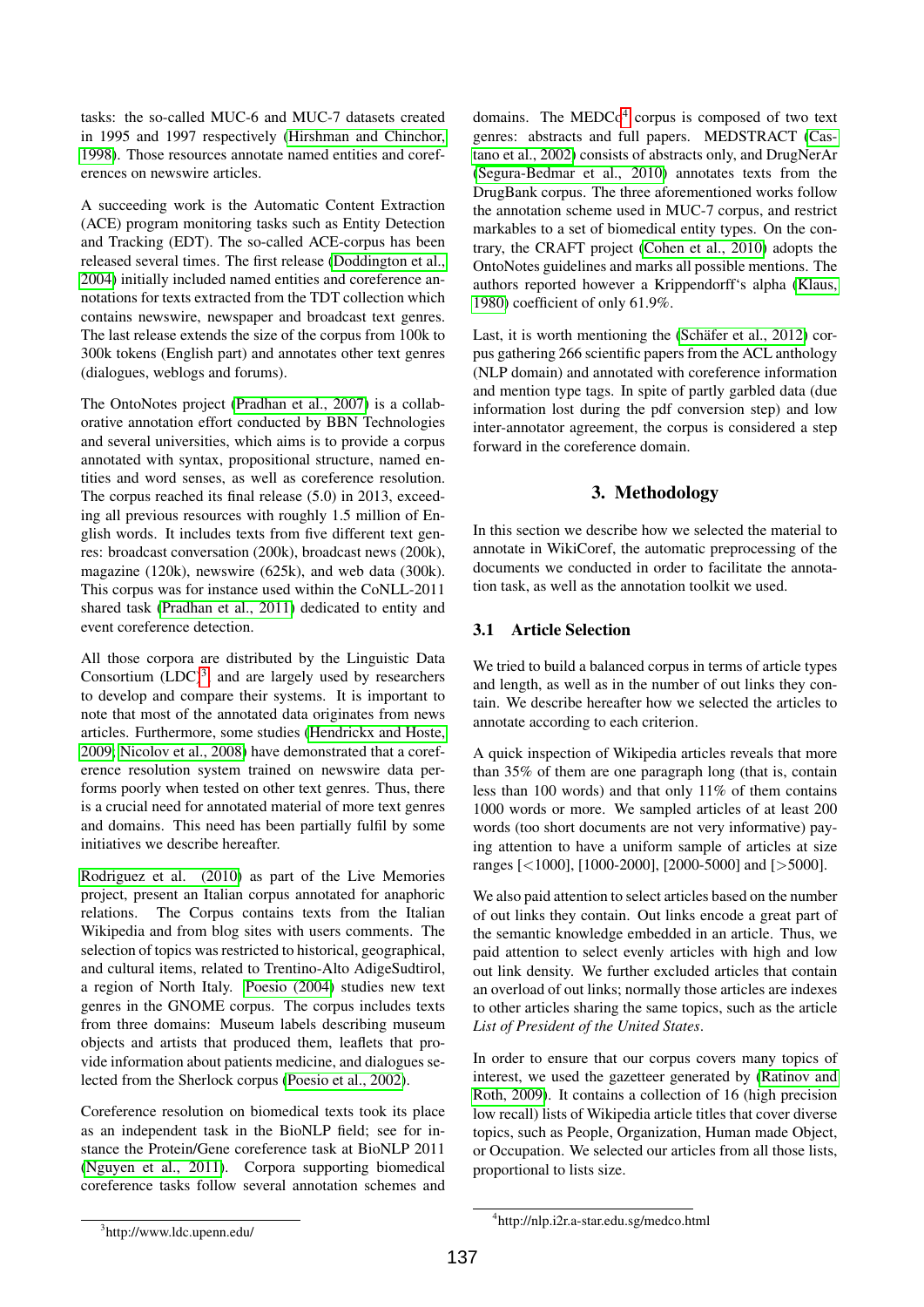tasks: the so-called MUC-6 and MUC-7 datasets created in 1995 and 1997 respectively (Hirshman and Chinchor, 1998). Those resources annotate named entities and coreferences on newswire articles.

A succeeding work is the Automatic Content Extraction (ACE) program monitoring tasks such as Entity Detection and Tracking (EDT). The so-called ACE-corpus has been released several times. The first release (Doddington et al., 2004) initially included named entities and coreference annotations for texts extracted from the TDT collection which contains newswire, newspaper and broadcast text genres. The last release extends the size of the corpus from 100k to 300k tokens (English part) and annotates other text genres (dialogues, weblogs and forums).

The OntoNotes project (Pradhan et al., 2007) is a collaborative annotation effort conducted by BBN Technologies and several universities, which aims is to provide a corpus annotated with syntax, propositional structure, named entities and word senses, as well as coreference resolution. The corpus reached its final release (5.0) in 2013, exceeding all previous resources with roughly 1.5 million of English words. It includes texts from five different text genres: broadcast conversation (200k), broadcast news (200k), magazine (120k), newswire (625k), and web data (300k). This corpus was for instance used within the CoNLL-2011 shared task (Pradhan et al., 2011) dedicated to entity and event coreference detection.

All those corpora are distributed by the Linguistic Data Consortium (LDC)[3] and are largely used by researchers to develop and compare their systems. It is important to note that most of the annotated data originates from news articles. Furthermore, some studies (Hendrickx and Hoste, 2009; Nicolov et al., 2008) have demonstrated that a coreference resolution system trained on newswire data performs poorly when tested on other text genres. Thus, there is a crucial need for annotated material of more text genres and domains. This need has been partially fulfil by some initiatives we describe hereafter.

Rodriguez et al. (2010) as part of the Live Memories project, present an Italian corpus annotated for anaphoric relations. The Corpus contains texts from the Italian Wikipedia and from blog sites with users comments. The selection of topics was restricted to historical, geographical, and cultural items, related to Trentino-Alto AdigeSudtirol, a region of North Italy. Poesio (2004) studies new text genres in the GNOME corpus. The corpus includes texts from three domains: Museum labels describing museum objects and artists that produced them, leaflets that provide information about patients medicine, and dialogues selected from the Sherlock corpus (Poesio et al., 2002).

Coreference resolution on biomedical texts took its place as an independent task in the BioNLP field; see for instance the Protein/Gene coreference task at BioNLP 2011 (Nguyen et al., 2011). Corpora supporting biomedical coreference tasks follow several annotation schemes and domains. The MEDCo[4] corpus is composed of two text genres: abstracts and full papers. MEDSTRACT (Castano et al., 2002) consists of abstracts only, and DrugNerAr (Segura-Bedmar et al., 2010) annotates texts from the DrugBank corpus. The three aforementioned works follow the annotation scheme used in MUC-7 corpus, and restrict markables to a set of biomedical entity types. On the contrary, the CRAFT project (Cohen et al., 2010) adopts the OntoNotes guidelines and marks all possible mentions. The authors reported however a Krippendorff's alpha (Klaus, 1980) coefficient of only 61.9%.

Last, it is worth mentioning the (Schäfer et al., 2012) corpus gathering 266 scientific papers from the ACL anthology (NLP domain) and annotated with coreference information and mention type tags. In spite of partly garbled data (due information lost during the pdf conversion step) and low inter-annotator agreement, the corpus is considered a step forward in the coreference domain.

## 3. Methodology

In this section we describe how we selected the material to annotate in WikiCoref, the automatic preprocessing of the documents we conducted in order to facilitate the annotation task, as well as the annotation toolkit we used.

### 3.1 Article Selection

We tried to build a balanced corpus in terms of article types and length, as well as in the number of out links they contain. We describe hereafter how we selected the articles to annotate according to each criterion.

A quick inspection of Wikipedia articles reveals that more than 35% of them are one paragraph long (that is, contain less than 100 words) and that only 11% of them contains 1000 words or more. We sampled articles of at least 200 words (too short documents are not very informative) paying attention to have a uniform sample of articles at size ranges [<1000], [1000-2000], [2000-5000] and [>5000].

We also paid attention to select articles based on the number of out links they contain. Out links encode a great part of the semantic knowledge embedded in an article. Thus, we paid attention to select evenly articles with high and low out link density. We further excluded articles that contain an overload of out links; normally those articles are indexes to other articles sharing the same topics, such as the article *List of President of the United States*.

In order to ensure that our corpus covers many topics of interest, we used the gazetteer generated by (Ratinov and Roth, 2009). It contains a collection of 16 (high precision low recall) lists of Wikipedia article titles that cover diverse topics, such as People, Organization, Human made Object, or Occupation. We selected our articles from all those lists, proportional to lists size.

[3] http://www.ldc.upenn.edu/

[4] http://nlp.i2r.a-star.edu.sg/medco.html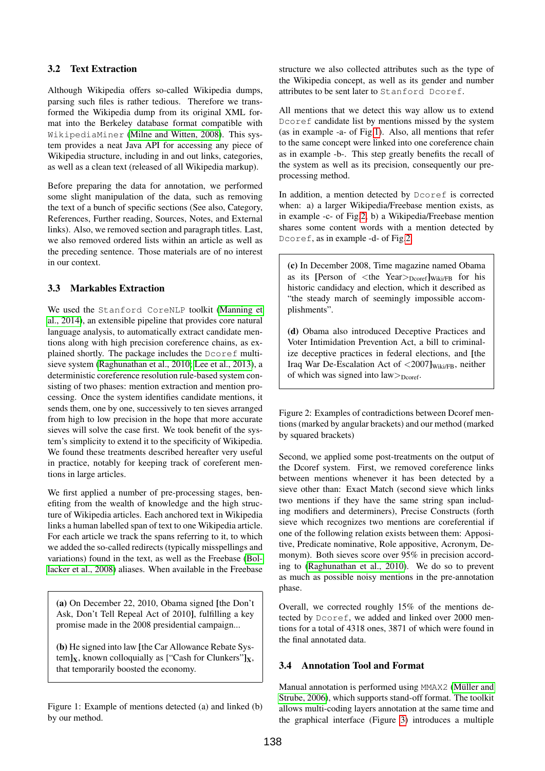### 3.2 Text Extraction

Although Wikipedia offers so-called Wikipedia dumps, parsing such files is rather tedious. Therefore we transformed the Wikipedia dump from its original XML format into the Berkeley database format compatible with `WikipediaMiner` (Milne and Witten, 2008). This system provides a neat Java API for accessing any piece of Wikipedia structure, including in and out links, categories, as well as a clean text (released of all Wikipedia markup).

Before preparing the data for annotation, we performed some slight manipulation of the data, such as removing the text of a bunch of specific sections (See also, Category, References, Further reading, Sources, Notes, and External links). Also, we removed section and paragraph titles. Last, we also removed ordered lists within an article as well as the preceding sentence. Those materials are of no interest in our context.

### 3.3 Markables Extraction

We used the `Stanford CoreNLP` toolkit (Manning et al., 2014), an extensible pipeline that provides core natural language analysis, to automatically extract candidate mentions along with high precision coreference chains, as explained shortly. The package includes the `Dcoref` multi-sieve system (Raghunathan et al., 2010; Lee et al., 2013), a deterministic coreference resolution rule-based system consisting of two phases: mention extraction and mention processing. Once the system identifies candidate mentions, it sends them, one by one, successively to ten sieves arranged from high to low precision in the hope that more accurate sieves will solve the case first. We took benefit of the system's simplicity to extend it to the specificity of Wikipedia. We found these treatments described hereafter very useful in practice, notably for keeping track of coreferent mentions in large articles.

We first applied a number of pre-processing stages, benefiting from the wealth of knowledge and the high structure of Wikipedia articles. Each anchored text in Wikipedia links a human labelled span of text to one Wikipedia article. For each article we track the spans referring to it, to which we added the so-called redirects (typically misspellings and variations) found in the text, as well as the Freebase (Bollacker et al., 2008) aliases. When available in the Freebase structure we also collected attributes such as the type of the Wikipedia concept, as well as its gender and number attributes to be sent later to `Stanford Dcoref`.

> **(a)** On December 22, 2010, Obama signed [the Don't Ask, Don't Tell Repeal Act of 2010], fulfilling a key promise made in the 2008 presidential campaign...
>
> **(b)** He signed into law [the Car Allowance Rebate System]$_{\mathbf{X}}$, known colloquially as ["Cash for Clunkers"]$_{\mathbf{X}}$, that temporarily boosted the economy.

Figure 1: Example of mentions detected (a) and linked (b) by our method.

All mentions that we detect this way allow us to extend `Dcoref` candidate list by mentions missed by the system (as in example -a- of Fig 1). Also, all mentions that refer to the same concept were linked into one coreference chain as in example -b-. This step greatly benefits the recall of the system as well as its precision, consequently our pre-processing method.

In addition, a mention detected by `Dcoref` is corrected when: a) a larger Wikipedia/Freebase mention exists, as in example -c- of Fig 2, b) a Wikipedia/Freebase mention shares some content words with a mention detected by `Dcoref`, as in example -d- of Fig 2.

> **(c)** In December 2008, Time magazine named Obama as its [Person of <the Year>$_{\text{Dcoref}}$]$_{\text{Wiki/FB}}$ for his historic candidacy and election, which it described as "the steady march of seemingly impossible accomplishments".
>
> **(d)** Obama also introduced Deceptive Practices and Voter Intimidation Prevention Act, a bill to criminalize deceptive practices in federal elections, and [the Iraq War De-Escalation Act of <2007]$_{\text{Wiki/FB}}$, neither of which was signed into law>$_{\text{Dcoref}}$.

Figure 2: Examples of contradictions between Dcoref mentions (marked by angular brackets) and our method (marked by squared brackets)

Second, we applied some post-treatments on the output of the Dcoref system. First, we removed coreference links between mentions whenever it has been detected by a sieve other than: Exact Match (second sieve which links two mentions if they have the same string span including modifiers and determiners), Precise Constructs (forth sieve which recognizes two mentions are coreferential if one of the following relation exists between them: Appositive, Predicate nominative, Role appositive, Acronym, Demonym). Both sieves score over 95% in precision according to (Raghunathan et al., 2010). We do so to prevent as much as possible noisy mentions in the pre-annotation phase.

Overall, we corrected roughly 15% of the mentions detected by `Dcoref`, we added and linked over 2000 mentions for a total of 4318 ones, 3871 of which were found in the final annotated data.

### 3.4 Annotation Tool and Format

Manual annotation is performed using `MMAX2` (Müller and Strube, 2006), which supports stand-off format. The toolkit allows multi-coding layers annotation at the same time and the graphical interface (Figure 3) introduces a multiple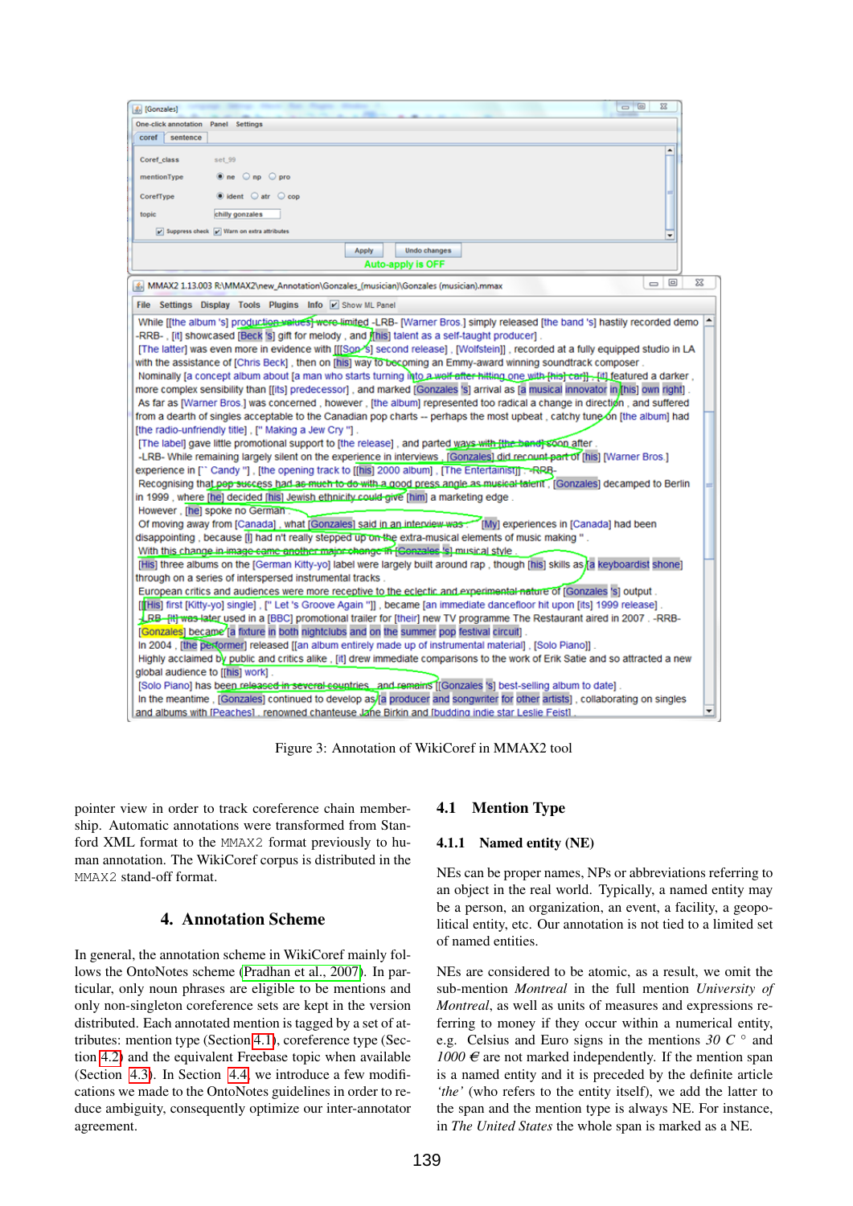Figure 3: Annotation of WikiCoref in MMAX2 tool

pointer view in order to track coreference chain membership. Automatic annotations were transformed from Stanford XML format to the MMAX2 format previously to human annotation. The WikiCoref corpus is distributed in the MMAX2 stand-off format.

## 4. Annotation Scheme

In general, the annotation scheme in WikiCoref mainly follows the OntoNotes scheme (Pradhan et al., 2007). In particular, only noun phrases are eligible to be mentions and only non-singleton coreference sets are kept in the version distributed. Each annotated mention is tagged by a set of attributes: mention type (Section 4.1), coreference type (Section 4.2) and the equivalent Freebase topic when available (Section 4.3). In Section 4.4 we introduce a few modifications we made to the OntoNotes guidelines in order to reduce ambiguity, consequently optimize our inter-annotator agreement.

### 4.1 Mention Type

#### 4.1.1 Named entity (NE)

NEs can be proper names, NPs or abbreviations referring to an object in the real world. Typically, a named entity may be a person, an organization, an event, a facility, a geopolitical entity, etc. Our annotation is not tied to a limited set of named entities.

NEs are considered to be atomic, as a result, we omit the sub-mention *Montreal* in the full mention *University of Montreal*, as well as units of measures and expressions referring to money if they occur within a numerical entity, e.g. Celsius and Euro signs in the mentions *30 C °* and *1000 €* are not marked independently. If the mention span is a named entity and it is preceded by the definite article *'the'* (who refers to the entity itself), we add the latter to the span and the mention type is always NE. For instance, in *The United States* the whole span is marked as a NE.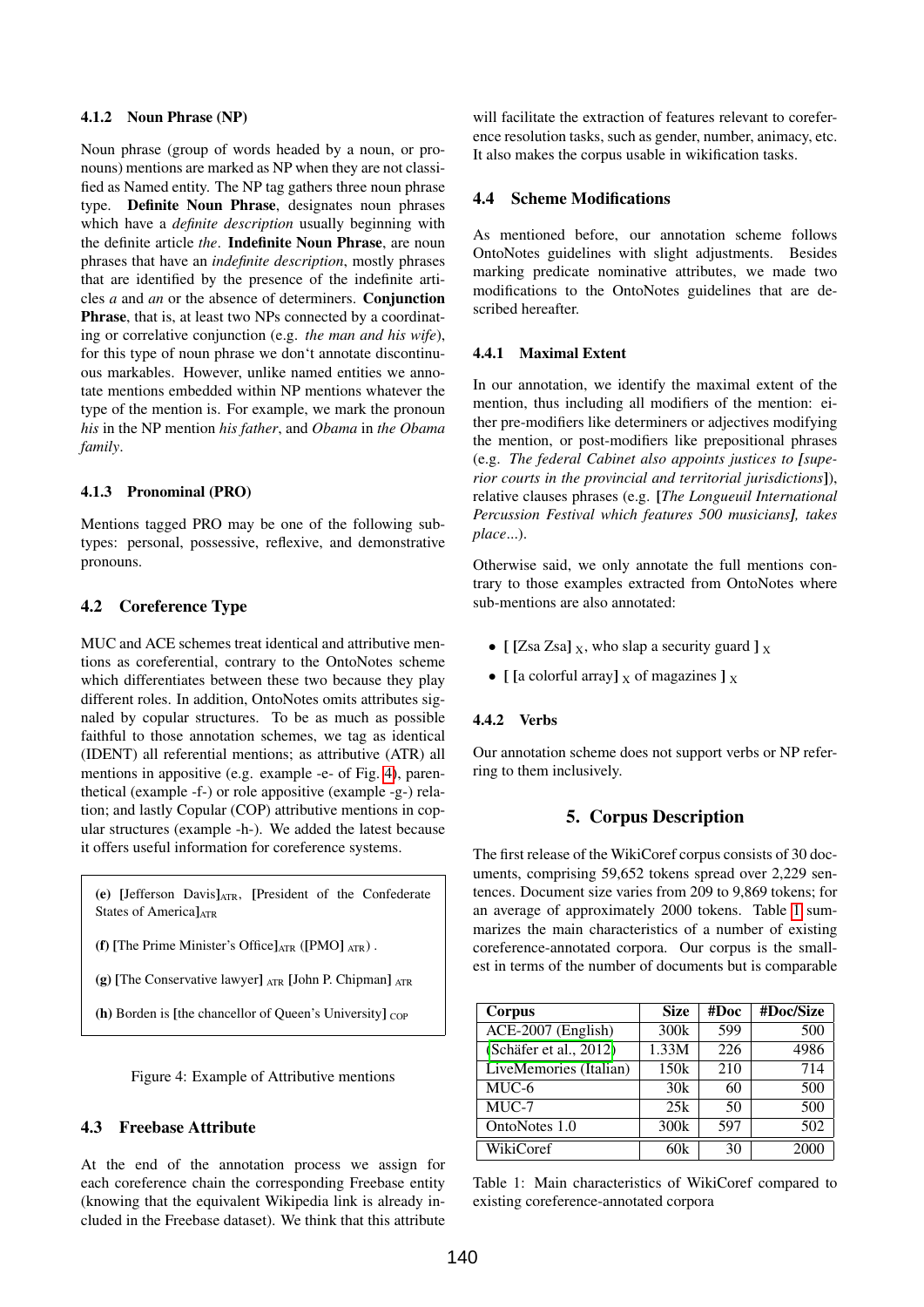#### 4.1.2 Noun Phrase (NP)

Noun phrase (group of words headed by a noun, or pronouns) mentions are marked as NP when they are not classified as Named entity. The NP tag gathers three noun phrase type. **Definite Noun Phrase**, designates noun phrases which have a *definite description* usually beginning with the definite article *the*. **Indefinite Noun Phrase**, are noun phrases that have an *indefinite description*, mostly phrases that are identified by the presence of the indefinite articles *a* and *an* or the absence of determiners. **Conjunction Phrase**, that is, at least two NPs connected by a coordinating or correlative conjunction (e.g. *the man and his wife*), for this type of noun phrase we don't annotate discontinuous markables. However, unlike named entities we annotate mentions embedded within NP mentions whatever the type of the mention is. For example, we mark the pronoun *his* in the NP mention *his father*, and *Obama* in *the Obama family*.

#### 4.1.3 Pronominal (PRO)

Mentions tagged PRO may be one of the following subtypes: personal, possessive, reflexive, and demonstrative pronouns.

### 4.2 Coreference Type

MUC and ACE schemes treat identical and attributive mentions as coreferential, contrary to the OntoNotes scheme which differentiates between these two because they play different roles. In addition, OntoNotes omits attributes signaled by copular structures. To be as much as possible faithful to those annotation schemes, we tag as identical (IDENT) all referential mentions; as attributive (ATR) all mentions in appositive (e.g. example -e- of Fig. 4), parenthetical (example -f-) or role appositive (example -g-) relation; and lastly Copular (COP) attributive mentions in copular structures (example -h-). We added the latest because it offers useful information for coreference systems.

> **(e)** [Jefferson Davis]$_{\text{ATR}}$, [President of the Confederate States of America]$_{\text{ATR}}$
>
> **(f)** [The Prime Minister's Office]$_{\text{ATR}}$ ([PMO] $_{\text{ATR}}$) .
>
> **(g)** [The Conservative lawyer] $_{\text{ATR}}$ [John P. Chipman] $_{\text{ATR}}$
>
> **(h)** Borden is [the chancellor of Queen's University] $_{\text{COP}}$

Figure 4: Example of Attributive mentions

### 4.3 Freebase Attribute

At the end of the annotation process we assign for each coreference chain the corresponding Freebase entity (knowing that the equivalent Wikipedia link is already included in the Freebase dataset). We think that this attribute will facilitate the extraction of features relevant to coreference resolution tasks, such as gender, number, animacy, etc. It also makes the corpus usable in wikification tasks.

### 4.4 Scheme Modifications

As mentioned before, our annotation scheme follows OntoNotes guidelines with slight adjustments. Besides marking predicate nominative attributes, we made two modifications to the OntoNotes guidelines that are described hereafter.

#### 4.4.1 Maximal Extent

In our annotation, we identify the maximal extent of the mention, thus including all modifiers of the mention: either pre-modifiers like determiners or adjectives modifying the mention, or post-modifiers like prepositional phrases (e.g. *The federal Cabinet also appoints justices to **[**superior courts in the provincial and territorial jurisdictions**]***), relative clauses phrases (e.g. ***[****The Longueuil International Percussion Festival which features 500 musicians****]****, takes place...*).

Otherwise said, we only annotate the full mentions contrary to those examples extracted from OntoNotes where sub-mentions are also annotated:

- **[ [**Zsa Zsa**]** $_{\text{X}}$, who slap a security guard **]** $_{\text{X}}$
- **[ [**a colorful array**]** $_{\text{X}}$ of magazines **]** $_{\text{X}}$

#### 4.4.2 Verbs

Our annotation scheme does not support verbs or NP referring to them inclusively.

## 5. Corpus Description

The first release of the WikiCoref corpus consists of 30 documents, comprising 59,652 tokens spread over 2,229 sentences. Document size varies from 209 to 9,869 tokens; for an average of approximately 2000 tokens. Table 1 summarizes the main characteristics of a number of existing coreference-annotated corpora. Our corpus is the smallest in terms of the number of documents but is comparable

| Corpus | Size | #Doc | #Doc/Size |
|---|---|---|---|
| ACE-2007 (English) | 300k | 599 | 500 |
| (Schäfer et al., 2012) | 1.33M | 226 | 4986 |
| LiveMemories (Italian) | 150k | 210 | 714 |
| MUC-6 | 30k | 60 | 500 |
| MUC-7 | 25k | 50 | 500 |
| OntoNotes 1.0 | 300k | 597 | 502 |
| WikiCoref | 60k | 30 | 2000 |

Table 1: Main characteristics of WikiCoref compared to existing coreference-annotated corpora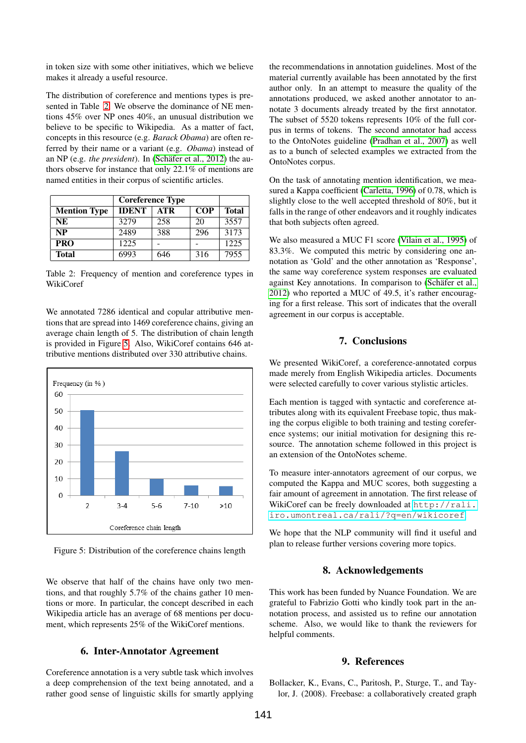in token size with some other initiatives, which we believe makes it already a useful resource.

The distribution of coreference and mentions types is presented in Table 2. We observe the dominance of NE mentions 45% over NP ones 40%, an unusual distribution we believe to be specific to Wikipedia. As a matter of fact, concepts in this resource (e.g. *Barack Obama*) are often referred by their name or a variant (e.g. *Obama*) instead of an NP (e.g. *the president*). In (Schäfer et al., 2012) the authors observe for instance that only 22.1% of mentions are named entities in their corpus of scientific articles.

| | Coreference Type | | | |
|---|---|---|---|---|
| **Mention Type** | **IDENT** | **ATR** | **COP** | **Total** |
| **NE** | 3279 | 258 | 20 | 3557 |
| **NP** | 2489 | 388 | 296 | 3173 |
| **PRO** | 1225 | - | - | 1225 |
| **Total** | 6993 | 646 | 316 | 7955 |

Table 2: Frequency of mention and coreference types in WikiCoref

We annotated 7286 identical and copular attributive mentions that are spread into 1469 coreference chains, giving an average chain length of 5. The distribution of chain length is provided in Figure 5. Also, WikiCoref contains 646 attributive mentions distributed over 330 attributive chains.

Figure 5: Distribution of the coreference chains length

We observe that half of the chains have only two mentions, and that roughly 5.7% of the chains gather 10 mentions or more. In particular, the concept described in each Wikipedia article has an average of 68 mentions per document, which represents 25% of the WikiCoref mentions.

## 6. Inter-Annotator Agreement

Coreference annotation is a very subtle task which involves a deep comprehension of the text being annotated, and a rather good sense of linguistic skills for smartly applying the recommendations in annotation guidelines. Most of the material currently available has been annotated by the first author only. In an attempt to measure the quality of the annotations produced, we asked another annotator to annotate 3 documents already treated by the first annotator. The subset of 5520 tokens represents 10% of the full corpus in terms of tokens. The second annotator had access to the OntoNotes guideline (Pradhan et al., 2007) as well as to a bunch of selected examples we extracted from the OntoNotes corpus.

On the task of annotating mention identification, we measured a Kappa coefficient (Carletta, 1996) of 0.78, which is slightly close to the well accepted threshold of 80%, but it falls in the range of other endeavors and it roughly indicates that both subjects often agreed.

We also measured a MUC F1 score (Vilain et al., 1995) of 83.3%. We computed this metric by considering one annotation as 'Gold' and the other annotation as 'Response', the same way coreference system responses are evaluated against Key annotations. In comparison to (Schäfer et al., 2012) who reported a MUC of 49.5, it's rather encouraging for a first release. This sort of indicates that the overall agreement in our corpus is acceptable.

## 7. Conclusions

We presented WikiCoref, a coreference-annotated corpus made merely from English Wikipedia articles. Documents were selected carefully to cover various stylistic articles.

Each mention is tagged with syntactic and coreference attributes along with its equivalent Freebase topic, thus making the corpus eligible to both training and testing coreference systems; our initial motivation for designing this resource. The annotation scheme followed in this project is an extension of the OntoNotes scheme.

To measure inter-annotators agreement of our corpus, we computed the Kappa and MUC scores, both suggesting a fair amount of agreement in annotation. The first release of WikiCoref can be freely downloaded at http://rali.iro.umontreal.ca/rali/?q=en/wikicoref

We hope that the NLP community will find it useful and plan to release further versions covering more topics.

## 8. Acknowledgements

This work has been funded by Nuance Foundation. We are grateful to Fabrizio Gotti who kindly took part in the annotation process, and assisted us to refine our annotation scheme. Also, we would like to thank the reviewers for helpful comments.

## 9. References

Bollacker, K., Evans, C., Paritosh, P., Sturge, T., and Taylor, J. (2008). Freebase: a collaboratively created graph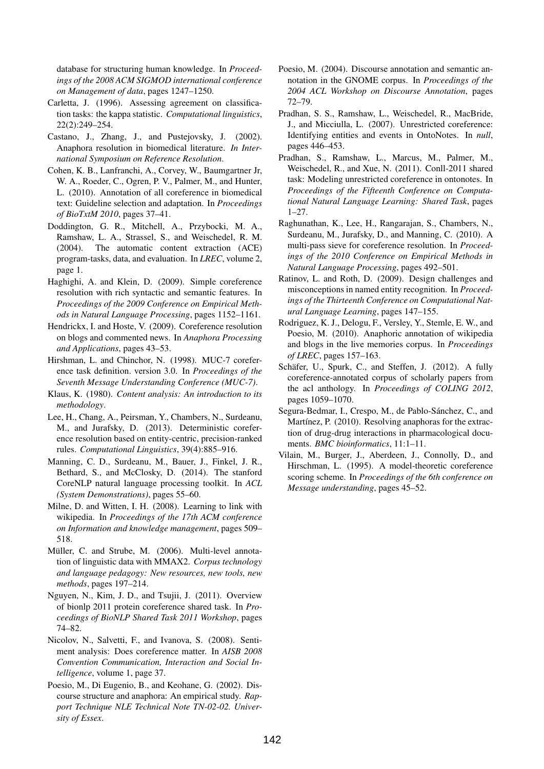database for structuring human knowledge. In *Proceedings of the 2008 ACM SIGMOD international conference on Management of data*, pages 1247–1250.

Carletta, J. (1996). Assessing agreement on classification tasks: the kappa statistic. *Computational linguistics*, 22(2):249–254.

Castano, J., Zhang, J., and Pustejovsky, J. (2002). Anaphora resolution in biomedical literature. *In International Symposium on Reference Resolution*.

Cohen, K. B., Lanfranchi, A., Corvey, W., Baumgartner Jr, W. A., Roeder, C., Ogren, P. V., Palmer, M., and Hunter, L. (2010). Annotation of all coreference in biomedical text: Guideline selection and adaptation. In *Proceedings of BioTxtM 2010*, pages 37–41.

Doddington, G. R., Mitchell, A., Przybocki, M. A., Ramshaw, L. A., Strassel, S., and Weischedel, R. M. (2004). The automatic content extraction (ACE) program-tasks, data, and evaluation. In *LREC*, volume 2, page 1.

Haghighi, A. and Klein, D. (2009). Simple coreference resolution with rich syntactic and semantic features. In *Proceedings of the 2009 Conference on Empirical Methods in Natural Language Processing*, pages 1152–1161.

Hendrickx, I. and Hoste, V. (2009). Coreference resolution on blogs and commented news. In *Anaphora Processing and Applications*, pages 43–53.

Hirshman, L. and Chinchor, N. (1998). MUC-7 coreference task definition. version 3.0. In *Proceedings of the Seventh Message Understanding Conference (MUC-7)*.

Klaus, K. (1980). *Content analysis: An introduction to its methodology*.

Lee, H., Chang, A., Peirsman, Y., Chambers, N., Surdeanu, M., and Jurafsky, D. (2013). Deterministic coreference resolution based on entity-centric, precision-ranked rules. *Computational Linguistics*, 39(4):885–916.

Manning, C. D., Surdeanu, M., Bauer, J., Finkel, J. R., Bethard, S., and McClosky, D. (2014). The stanford CoreNLP natural language processing toolkit. In *ACL (System Demonstrations)*, pages 55–60.

Milne, D. and Witten, I. H. (2008). Learning to link with wikipedia. In *Proceedings of the 17th ACM conference on Information and knowledge management*, pages 509–518.

Müller, C. and Strube, M. (2006). Multi-level annotation of linguistic data with MMAX2. *Corpus technology and language pedagogy: New resources, new tools, new methods*, pages 197–214.

Nguyen, N., Kim, J. D., and Tsujii, J. (2011). Overview of bionlp 2011 protein coreference shared task. In *Proceedings of BioNLP Shared Task 2011 Workshop*, pages 74–82.

Nicolov, N., Salvetti, F., and Ivanova, S. (2008). Sentiment analysis: Does coreference matter. In *AISB 2008 Convention Communication, Interaction and Social Intelligence*, volume 1, page 37.

Poesio, M., Di Eugenio, B., and Keohane, G. (2002). Discourse structure and anaphora: An empirical study. *Rapport Technique NLE Technical Note TN-02-02. University of Essex*.

Poesio, M. (2004). Discourse annotation and semantic annotation in the GNOME corpus. In *Proceedings of the 2004 ACL Workshop on Discourse Annotation*, pages 72–79.

Pradhan, S. S., Ramshaw, L., Weischedel, R., MacBride, J., and Micciulla, L. (2007). Unrestricted coreference: Identifying entities and events in OntoNotes. In *null*, pages 446–453.

Pradhan, S., Ramshaw, L., Marcus, M., Palmer, M., Weischedel, R., and Xue, N. (2011). Conll-2011 shared task: Modeling unrestricted coreference in ontonotes. In *Proceedings of the Fifteenth Conference on Computational Natural Language Learning: Shared Task*, pages 1–27.

Raghunathan, K., Lee, H., Rangarajan, S., Chambers, N., Surdeanu, M., Jurafsky, D., and Manning, C. (2010). A multi-pass sieve for coreference resolution. In *Proceedings of the 2010 Conference on Empirical Methods in Natural Language Processing*, pages 492–501.

Ratinov, L. and Roth, D. (2009). Design challenges and misconceptions in named entity recognition. In *Proceedings of the Thirteenth Conference on Computational Natural Language Learning*, pages 147–155.

Rodriguez, K. J., Delogu, F., Versley, Y., Stemle, E. W., and Poesio, M. (2010). Anaphoric annotation of wikipedia and blogs in the live memories corpus. In *Proceedings of LREC*, pages 157–163.

Schäfer, U., Spurk, C., and Steffen, J. (2012). A fully coreference-annotated corpus of scholarly papers from the acl anthology. In *Proceedings of COLING 2012*, pages 1059–1070.

Segura-Bedmar, I., Crespo, M., de Pablo-Sánchez, C., and Martínez, P. (2010). Resolving anaphoras for the extraction of drug-drug interactions in pharmacological documents. *BMC bioinformatics*, 11:1–11.

Vilain, M., Burger, J., Aberdeen, J., Connolly, D., and Hirschman, L. (1995). A model-theoretic coreference scoring scheme. In *Proceedings of the 6th conference on Message understanding*, pages 45–52.